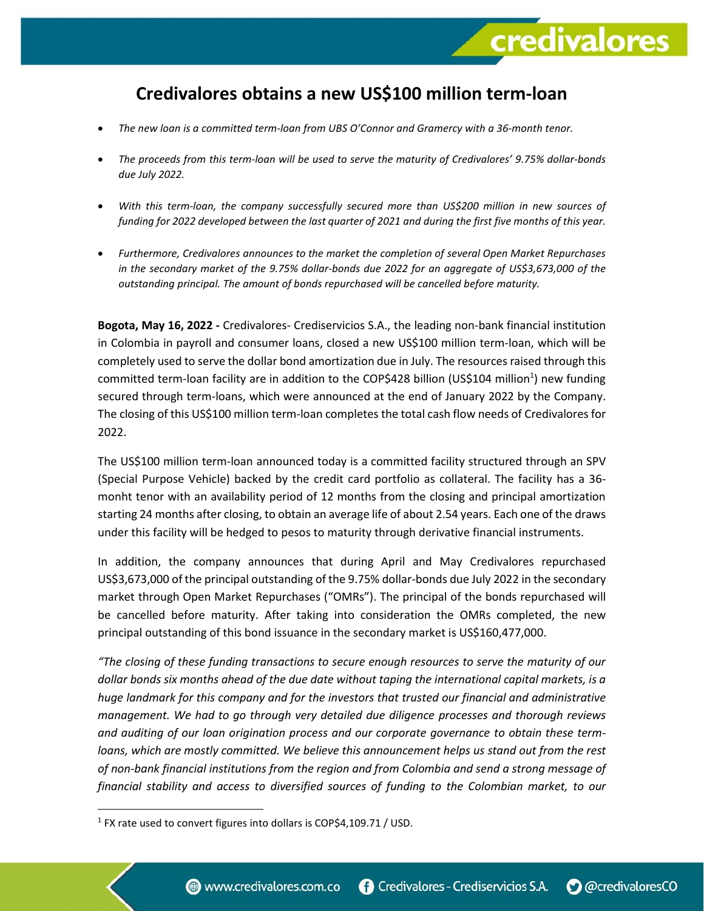# Credivalores obtains a new US$100 million term-loan

- *The new loan is a committed term-loan from UBS O'Connor and Gramercy with a 36-month tenor.*
- *The proceeds from this term-loan will be used to serve the maturity of Credivalores' 9.75% dollar-bonds due July 2022.*
- *With this term-loan, the company successfully secured more than US$200 million in new sources of funding for 2022 developed between the last quarter of 2021 and during the first five months of this year.*
- *Furthermore, Credivalores announces to the market the completion of several Open Market Repurchases in the secondary market of the 9.75% dollar-bonds due 2022 for an aggregate of US$3,673,000 of the outstanding principal. The amount of bonds repurchased will be cancelled before maturity.*

**Bogota, May 16, 2022 -** Credivalores- Crediservicios S.A., the leading non-bank financial institution in Colombia in payroll and consumer loans, closed a new US$100 million term-loan, which will be completely used to serve the dollar bond amortization due in July. The resources raised through this committed term-loan facility are in addition to the COP$428 billion (US$104 million[1]) new funding secured through term-loans, which were announced at the end of January 2022 by the Company. The closing of this US$100 million term-loan completes the total cash flow needs of Credivalores for 2022.

The US$100 million term-loan announced today is a committed facility structured through an SPV (Special Purpose Vehicle) backed by the credit card portfolio as collateral. The facility has a 36-monht tenor with an availability period of 12 months from the closing and principal amortization starting 24 months after closing, to obtain an average life of about 2.54 years. Each one of the draws under this facility will be hedged to pesos to maturity through derivative financial instruments.

In addition, the company announces that during April and May Credivalores repurchased US$3,673,000 of the principal outstanding of the 9.75% dollar-bonds due July 2022 in the secondary market through Open Market Repurchases ("OMRs"). The principal of the bonds repurchased will be cancelled before maturity. After taking into consideration the OMRs completed, the new principal outstanding of this bond issuance in the secondary market is US$160,477,000.

*"The closing of these funding transactions to secure enough resources to serve the maturity of our dollar bonds six months ahead of the due date without taping the international capital markets, is a huge landmark for this company and for the investors that trusted our financial and administrative management. We had to go through very detailed due diligence processes and thorough reviews and auditing of our loan origination process and our corporate governance to obtain these term-loans, which are mostly committed. We believe this announcement helps us stand out from the rest of non-bank financial institutions from the region and from Colombia and send a strong message of financial stability and access to diversified sources of funding to the Colombian market, to our*

[1] FX rate used to convert figures into dollars is COP$4,109.71 / USD.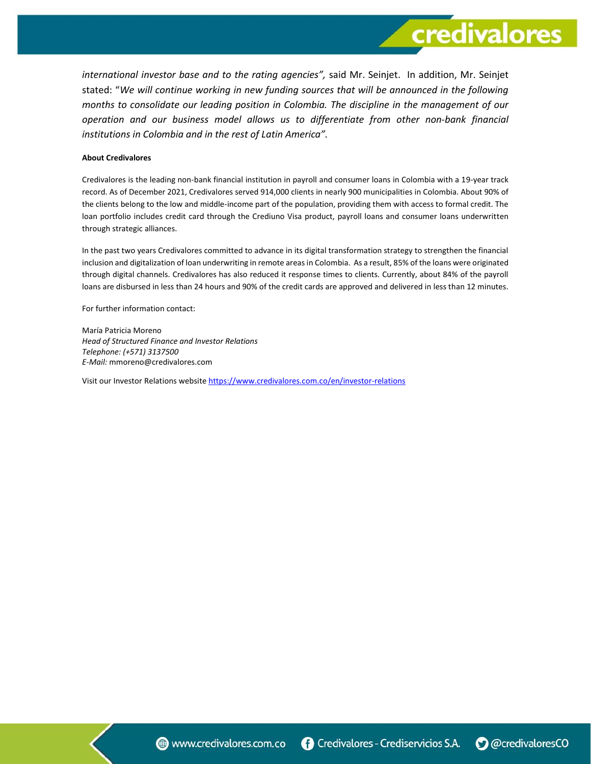*international investor base and to the rating agencies",* said Mr. Seinjet. In addition, Mr. Seinjet stated: "*We will continue working in new funding sources that will be announced in the following months to consolidate our leading position in Colombia. The discipline in the management of our operation and our business model allows us to differentiate from other non-bank financial institutions in Colombia and in the rest of Latin America".*

**About Credivalores**

Credivalores is the leading non-bank financial institution in payroll and consumer loans in Colombia with a 19-year track record. As of December 2021, Credivalores served 914,000 clients in nearly 900 municipalities in Colombia. About 90% of the clients belong to the low and middle-income part of the population, providing them with access to formal credit. The loan portfolio includes credit card through the Crediuno Visa product, payroll loans and consumer loans underwritten through strategic alliances.

In the past two years Credivalores committed to advance in its digital transformation strategy to strengthen the financial inclusion and digitalization of loan underwriting in remote areas in Colombia. As a result, 85% of the loans were originated through digital channels. Credivalores has also reduced it response times to clients. Currently, about 84% of the payroll loans are disbursed in less than 24 hours and 90% of the credit cards are approved and delivered in less than 12 minutes.

For further information contact:

María Patricia Moreno
*Head of Structured Finance and Investor Relations*
*Telephone: (+571) 3137500*
*E-Mail:* mmoreno@credivalores.com

Visit our Investor Relations website https://www.credivalores.com.co/en/investor-relations